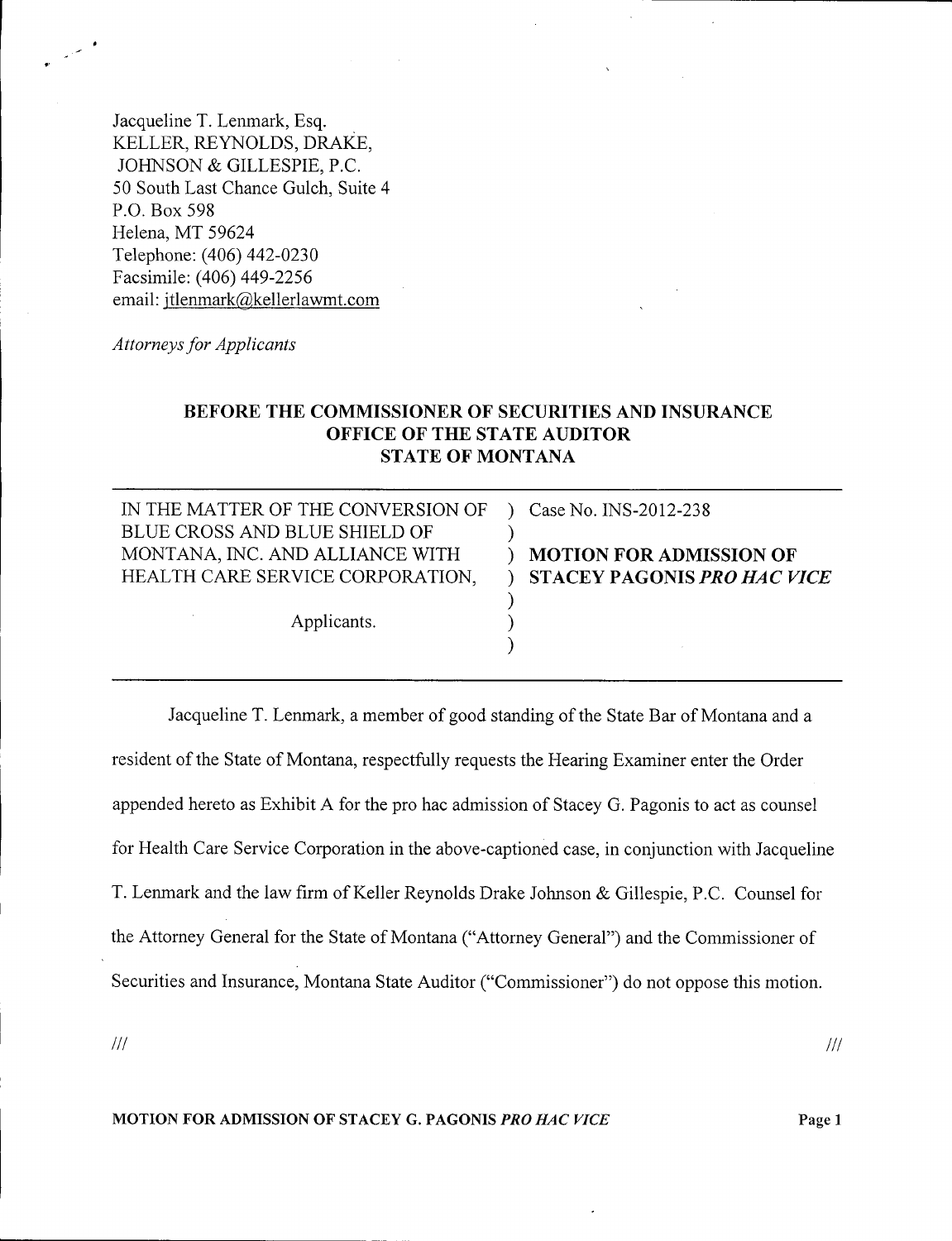Jacqueline T. Lenmark, Esq.
KELLER, REYNOLDS, DRAKE,
JOHNSON & GILLESPIE, P.C.
50 South Last Chance Gulch, Suite 4
P.O. Box 598
Helena, MT 59624
Telephone: (406) 442-0230
Facsimile: (406) 449-2256
email: jtlenmark@kellerlawmt.com

*Attorneys for Applicants*

**BEFORE THE COMMISSIONER OF SECURITIES AND INSURANCE**
**OFFICE OF THE STATE AUDITOR**
**STATE OF MONTANA**

| | |
|---|---|
| IN THE MATTER OF THE CONVERSION OF BLUE CROSS AND BLUE SHIELD OF MONTANA, INC. AND ALLIANCE WITH HEALTH CARE SERVICE CORPORATION,<br><br>Applicants. | Case No. INS-2012-238<br><br>**MOTION FOR ADMISSION OF STACEY PAGONIS *PRO HAC VICE*** |

Jacqueline T. Lenmark, a member of good standing of the State Bar of Montana and a resident of the State of Montana, respectfully requests the Hearing Examiner enter the Order appended hereto as Exhibit A for the pro hac admission of Stacey G. Pagonis to act as counsel for Health Care Service Corporation in the above-captioned case, in conjunction with Jacqueline T. Lenmark and the law firm of Keller Reynolds Drake Johnson & Gillespie, P.C. Counsel for the Attorney General for the State of Montana ("Attorney General") and the Commissioner of Securities and Insurance, Montana State Auditor ("Commissioner") do not oppose this motion.

/// ///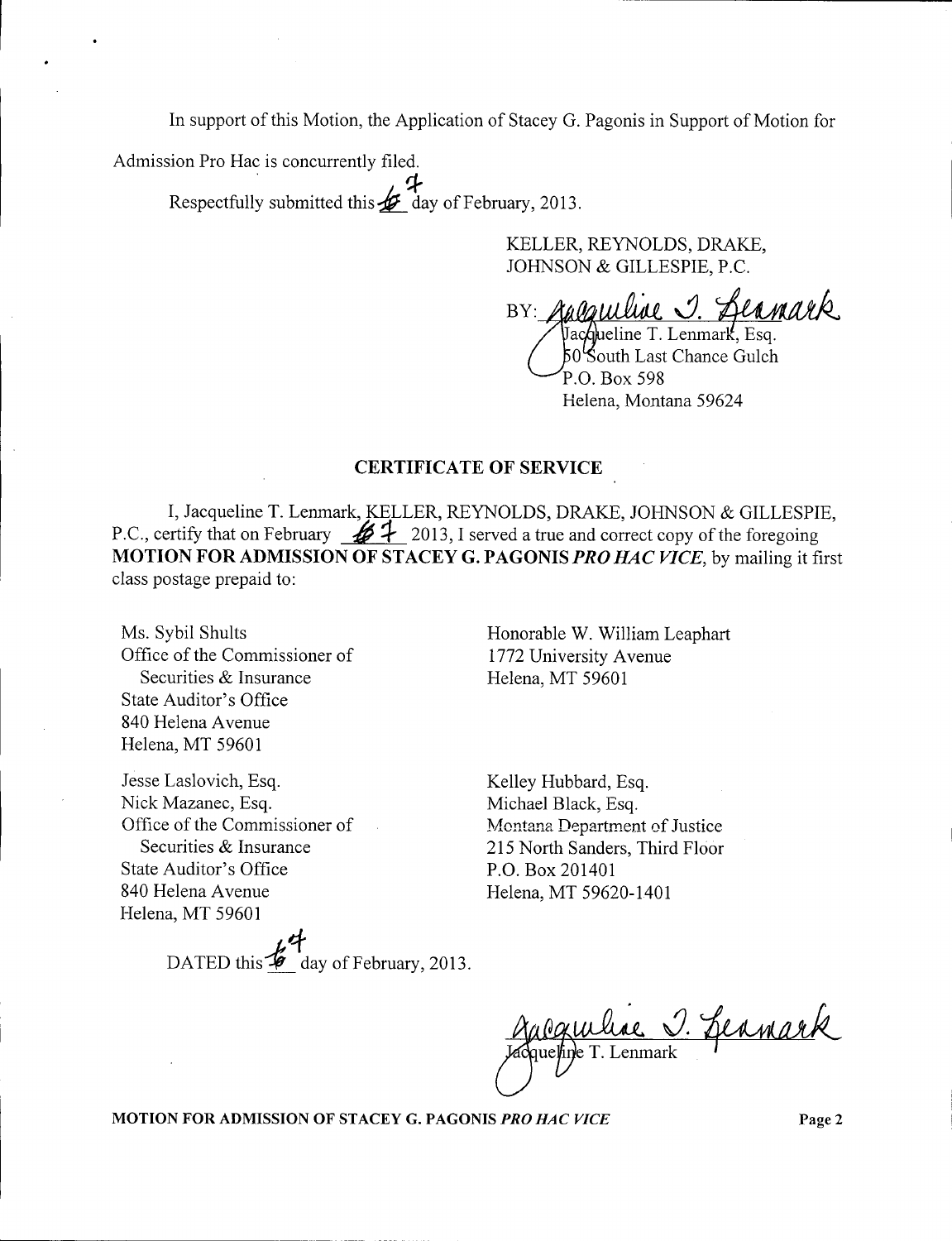In support of this Motion, the Application of Stacey G. Pagonis in Support of Motion for Admission Pro Hac is concurrently filed.

Respectfully submitted this 4 day of February, 2013.

KELLER, REYNOLDS, DRAKE,
JOHNSON & GILLESPIE, P.C.

BY: *Jacqueline T. Lenmark*
Jacqueline T. Lenmark, Esq.
50 South Last Chance Gulch
P.O. Box 598
Helena, Montana 59624

## CERTIFICATE OF SERVICE

I, Jacqueline T. Lenmark, KELLER, REYNOLDS, DRAKE, JOHNSON & GILLESPIE, P.C., certify that on February 4 2013, I served a true and correct copy of the foregoing **MOTION FOR ADMISSION OF STACEY G. PAGONIS *PRO HAC VICE***, by mailing it first class postage prepaid to:

Ms. Sybil Shults
Office of the Commissioner of
Securities & Insurance
State Auditor's Office
840 Helena Avenue
Helena, MT 59601

Honorable W. William Leaphart
1772 University Avenue
Helena, MT 59601

Jesse Laslovich, Esq.
Nick Mazanec, Esq.
Office of the Commissioner of
Securities & Insurance
State Auditor's Office
840 Helena Avenue
Helena, MT 59601

Kelley Hubbard, Esq.
Michael Black, Esq.
Montana Department of Justice
215 North Sanders, Third Floor
P.O. Box 201401
Helena, MT 59620-1401

DATED this 4 day of February, 2013.

*Jacqueline T. Lenmark*
Jacqueline T. Lenmark

**MOTION FOR ADMISSION OF STACEY G. PAGONIS *PRO HAC VICE***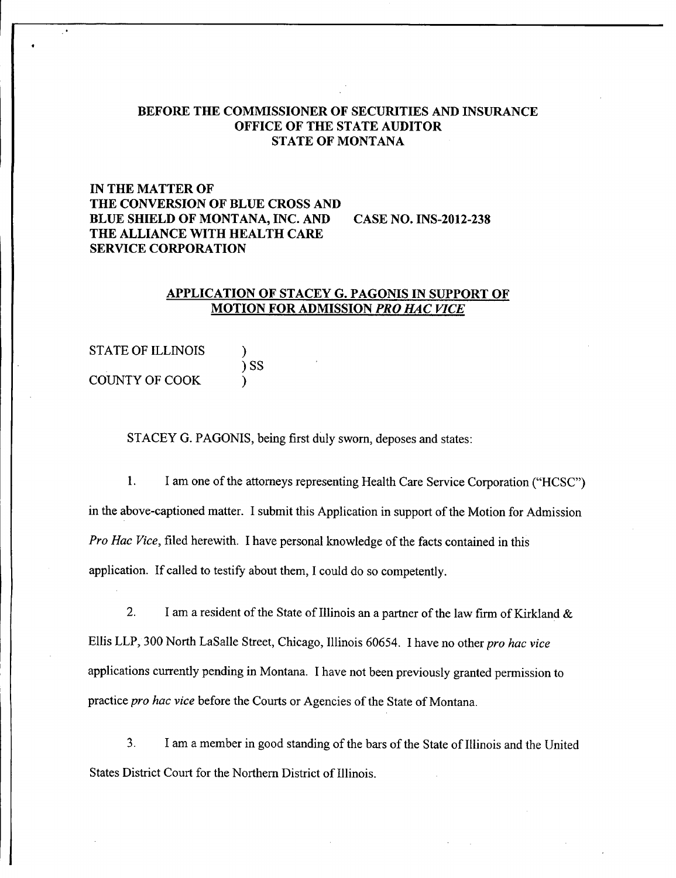**BEFORE THE COMMISSIONER OF SECURITIES AND INSURANCE**
**OFFICE OF THE STATE AUDITOR**
**STATE OF MONTANA**

**IN THE MATTER OF**
**THE CONVERSION OF BLUE CROSS AND**
**BLUE SHIELD OF MONTANA, INC. AND**
**THE ALLIANCE WITH HEALTH CARE**
**SERVICE CORPORATION**

**CASE NO. INS-2012-238**

## APPLICATION OF STACEY G. PAGONIS IN SUPPORT OF MOTION FOR ADMISSION *PRO HAC VICE*

STATE OF ILLINOIS )
) SS
COUNTY OF COOK )

STACEY G. PAGONIS, being first duly sworn, deposes and states:

1. I am one of the attorneys representing Health Care Service Corporation ("HCSC") in the above-captioned matter. I submit this Application in support of the Motion for Admission *Pro Hac Vice*, filed herewith. I have personal knowledge of the facts contained in this application. If called to testify about them, I could do so competently.

2. I am a resident of the State of Illinois an a partner of the law firm of Kirkland & Ellis LLP, 300 North LaSalle Street, Chicago, Illinois 60654. I have no other *pro hac vice* applications currently pending in Montana. I have not been previously granted permission to practice *pro hac vice* before the Courts or Agencies of the State of Montana.

3. I am a member in good standing of the bars of the State of Illinois and the United States District Court for the Northern District of Illinois.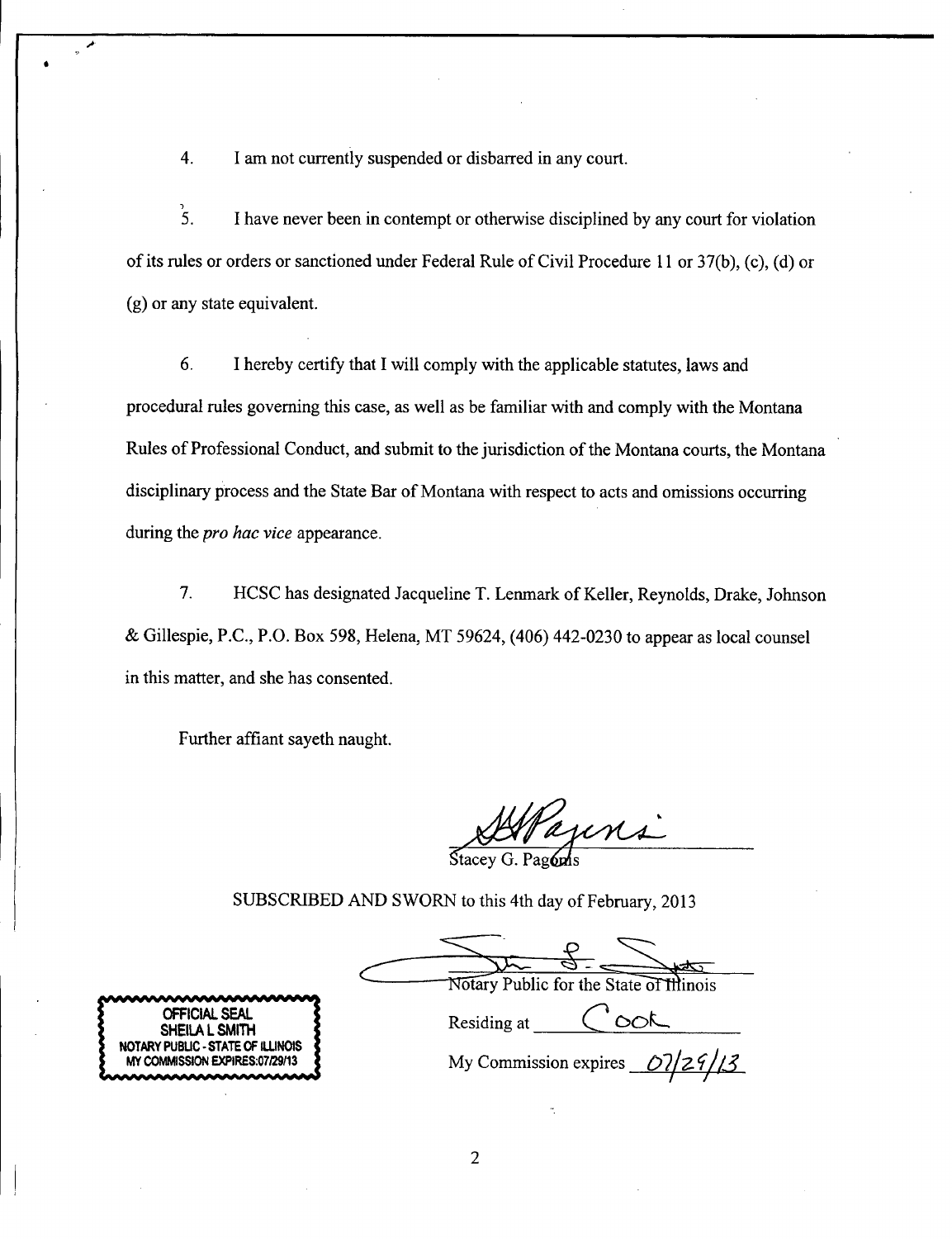4. I am not currently suspended or disbarred in any court.

5. I have never been in contempt or otherwise disciplined by any court for violation of its rules or orders or sanctioned under Federal Rule of Civil Procedure 11 or 37(b), (c), (d) or (g) or any state equivalent.

6. I hereby certify that I will comply with the applicable statutes, laws and procedural rules governing this case, as well as be familiar with and comply with the Montana Rules of Professional Conduct, and submit to the jurisdiction of the Montana courts, the Montana disciplinary process and the State Bar of Montana with respect to acts and omissions occurring during the *pro hac vice* appearance.

7. HCSC has designated Jacqueline T. Lenmark of Keller, Reynolds, Drake, Johnson & Gillespie, P.C., P.O. Box 598, Helena, MT 59624, (406) 442-0230 to appear as local counsel in this matter, and she has consented.

Further affiant sayeth naught.

Stacey G. Pagonis

SUBSCRIBED AND SWORN to this 4th day of February, 2013

Notary Public for the State of Illinois

Residing at Cook

My Commission expires 07/29/13

OFFICIAL SEAL
SHEILA L SMITH
NOTARY PUBLIC - STATE OF ILLINOIS
MY COMMISSION EXPIRES:07/29/13